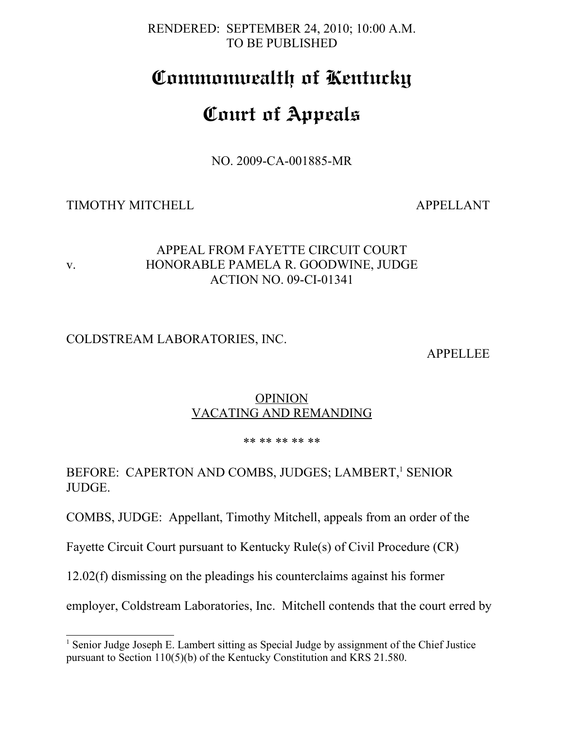RENDERED: SEPTEMBER 24, 2010; 10:00 A.M.
TO BE PUBLISHED

# Commonwealth of Kentucky

# Court of Appeals

NO. 2009-CA-001885-MR

TIMOTHY MITCHELL APPELLANT

v.

APPEAL FROM FAYETTE CIRCUIT COURT
HONORABLE PAMELA R. GOODWINE, JUDGE
ACTION NO. 09-CI-01341

COLDSTREAM LABORATORIES, INC. APPELLEE

OPINION
VACATING AND REMANDING

\*\* \*\* \*\* \*\* \*\*

BEFORE: CAPERTON AND COMBS, JUDGES; LAMBERT,[1] SENIOR JUDGE.

COMBS, JUDGE: Appellant, Timothy Mitchell, appeals from an order of the Fayette Circuit Court pursuant to Kentucky Rule(s) of Civil Procedure (CR) 12.02(f) dismissing on the pleadings his counterclaims against his former employer, Coldstream Laboratories, Inc. Mitchell contends that the court erred by

[1] Senior Judge Joseph E. Lambert sitting as Special Judge by assignment of the Chief Justice pursuant to Section 110(5)(b) of the Kentucky Constitution and KRS 21.580.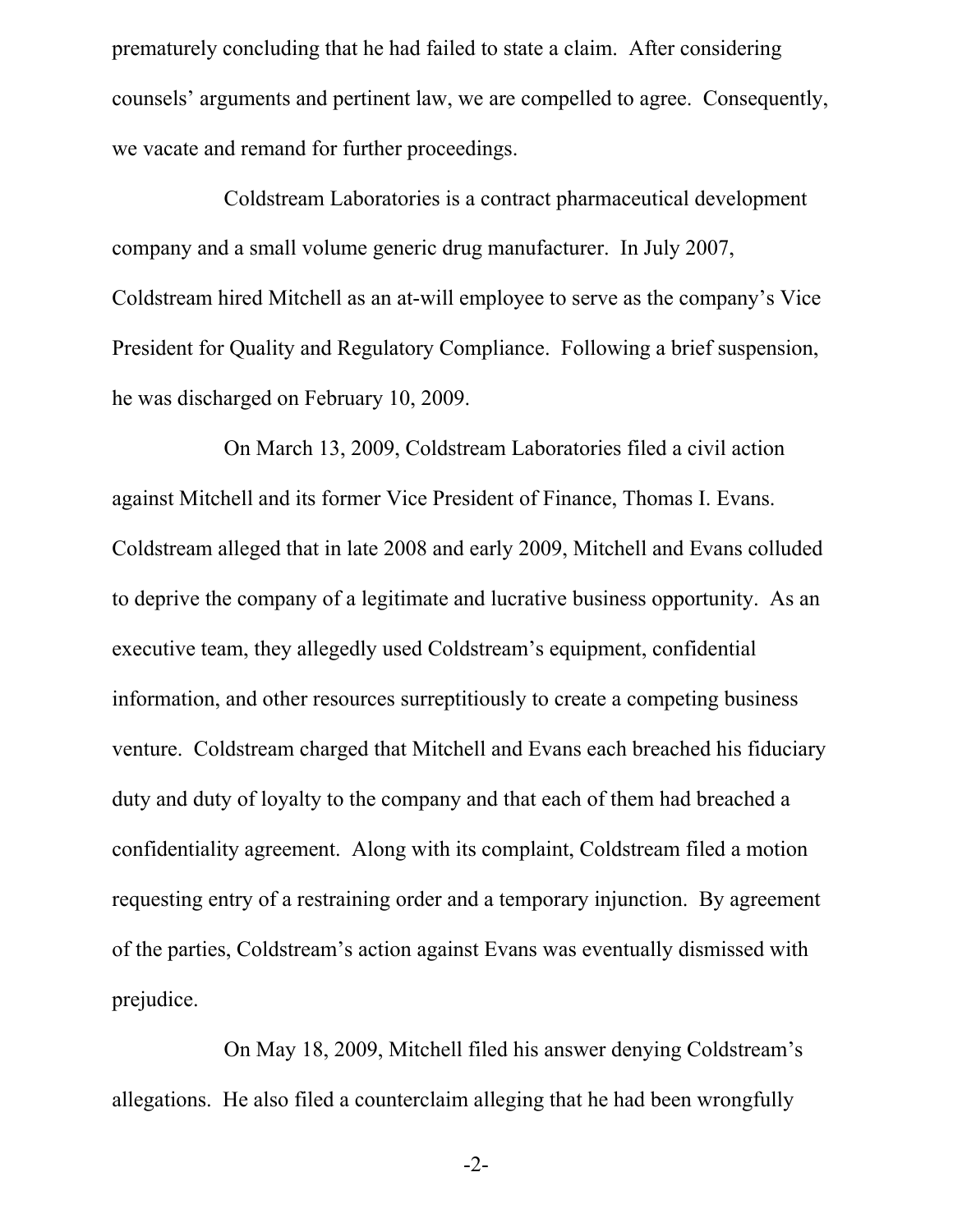prematurely concluding that he had failed to state a claim. After considering counsels' arguments and pertinent law, we are compelled to agree. Consequently, we vacate and remand for further proceedings.

Coldstream Laboratories is a contract pharmaceutical development company and a small volume generic drug manufacturer. In July 2007, Coldstream hired Mitchell as an at-will employee to serve as the company's Vice President for Quality and Regulatory Compliance. Following a brief suspension, he was discharged on February 10, 2009.

On March 13, 2009, Coldstream Laboratories filed a civil action against Mitchell and its former Vice President of Finance, Thomas I. Evans. Coldstream alleged that in late 2008 and early 2009, Mitchell and Evans colluded to deprive the company of a legitimate and lucrative business opportunity. As an executive team, they allegedly used Coldstream's equipment, confidential information, and other resources surreptitiously to create a competing business venture. Coldstream charged that Mitchell and Evans each breached his fiduciary duty and duty of loyalty to the company and that each of them had breached a confidentiality agreement. Along with its complaint, Coldstream filed a motion requesting entry of a restraining order and a temporary injunction. By agreement of the parties, Coldstream's action against Evans was eventually dismissed with prejudice.

On May 18, 2009, Mitchell filed his answer denying Coldstream's allegations. He also filed a counterclaim alleging that he had been wrongfully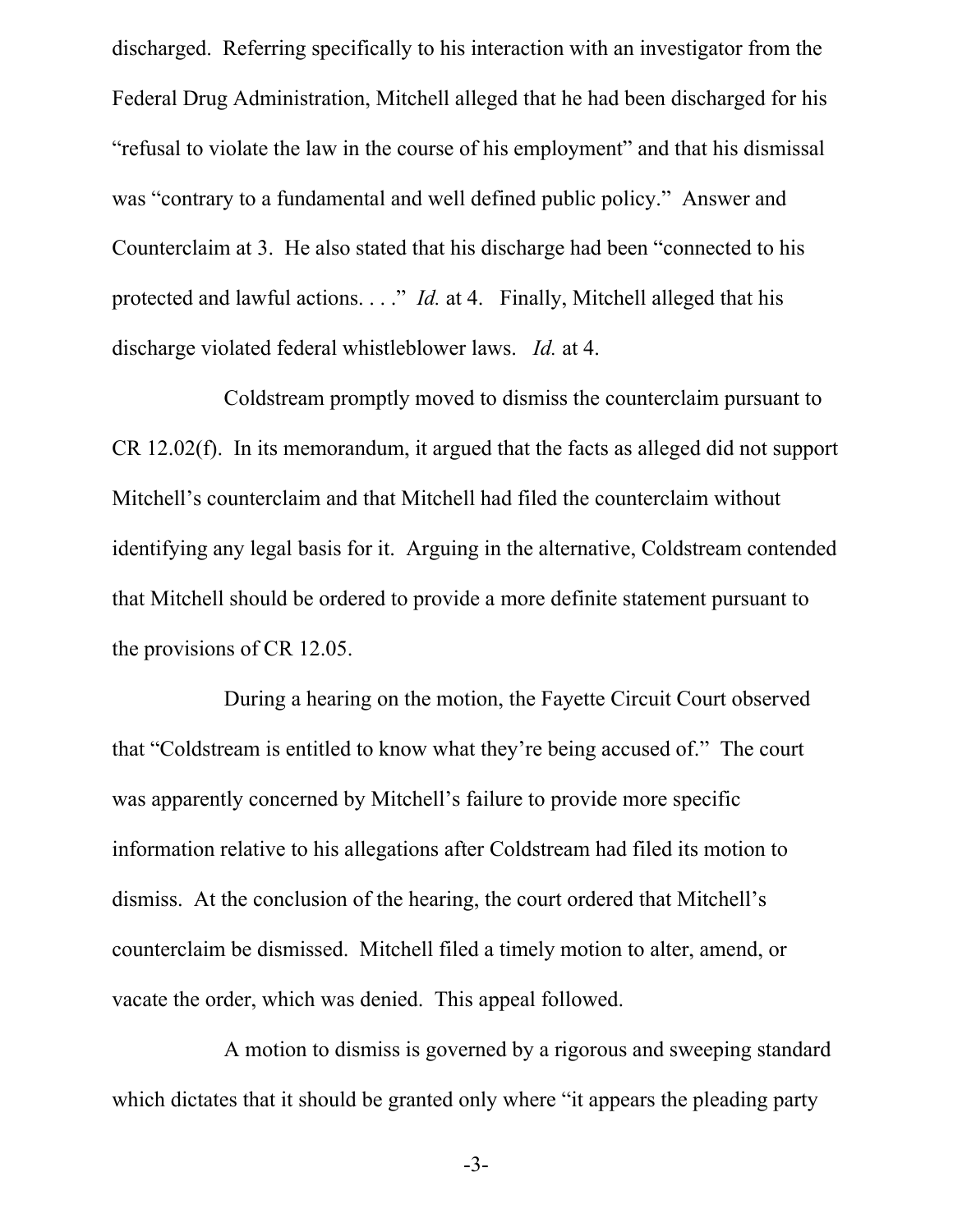discharged. Referring specifically to his interaction with an investigator from the Federal Drug Administration, Mitchell alleged that he had been discharged for his "refusal to violate the law in the course of his employment" and that his dismissal was "contrary to a fundamental and well defined public policy." Answer and Counterclaim at 3. He also stated that his discharge had been "connected to his protected and lawful actions. . . ." *Id.* at 4. Finally, Mitchell alleged that his discharge violated federal whistleblower laws. *Id.* at 4.

Coldstream promptly moved to dismiss the counterclaim pursuant to CR 12.02(f). In its memorandum, it argued that the facts as alleged did not support Mitchell's counterclaim and that Mitchell had filed the counterclaim without identifying any legal basis for it. Arguing in the alternative, Coldstream contended that Mitchell should be ordered to provide a more definite statement pursuant to the provisions of CR 12.05.

During a hearing on the motion, the Fayette Circuit Court observed that "Coldstream is entitled to know what they're being accused of." The court was apparently concerned by Mitchell's failure to provide more specific information relative to his allegations after Coldstream had filed its motion to dismiss. At the conclusion of the hearing, the court ordered that Mitchell's counterclaim be dismissed. Mitchell filed a timely motion to alter, amend, or vacate the order, which was denied. This appeal followed.

A motion to dismiss is governed by a rigorous and sweeping standard which dictates that it should be granted only where "it appears the pleading party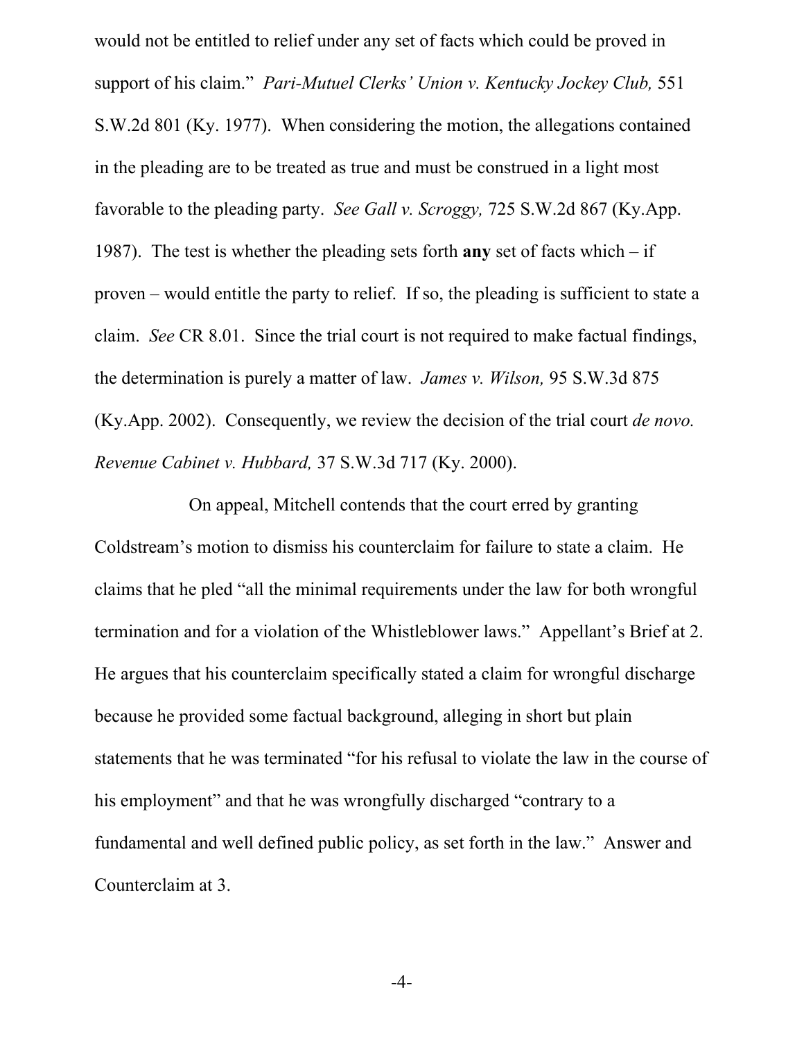would not be entitled to relief under any set of facts which could be proved in support of his claim." *Pari-Mutuel Clerks' Union v. Kentucky Jockey Club,* 551 S.W.2d 801 (Ky. 1977). When considering the motion, the allegations contained in the pleading are to be treated as true and must be construed in a light most favorable to the pleading party. *See Gall v. Scroggy,* 725 S.W.2d 867 (Ky.App. 1987). The test is whether the pleading sets forth **any** set of facts which – if proven – would entitle the party to relief. If so, the pleading is sufficient to state a claim. *See* CR 8.01. Since the trial court is not required to make factual findings, the determination is purely a matter of law. *James v. Wilson,* 95 S.W.3d 875 (Ky.App. 2002). Consequently, we review the decision of the trial court *de novo. Revenue Cabinet v. Hubbard,* 37 S.W.3d 717 (Ky. 2000).

On appeal, Mitchell contends that the court erred by granting Coldstream's motion to dismiss his counterclaim for failure to state a claim. He claims that he pled "all the minimal requirements under the law for both wrongful termination and for a violation of the Whistleblower laws." Appellant's Brief at 2. He argues that his counterclaim specifically stated a claim for wrongful discharge because he provided some factual background, alleging in short but plain statements that he was terminated "for his refusal to violate the law in the course of his employment" and that he was wrongfully discharged "contrary to a fundamental and well defined public policy, as set forth in the law." Answer and Counterclaim at 3.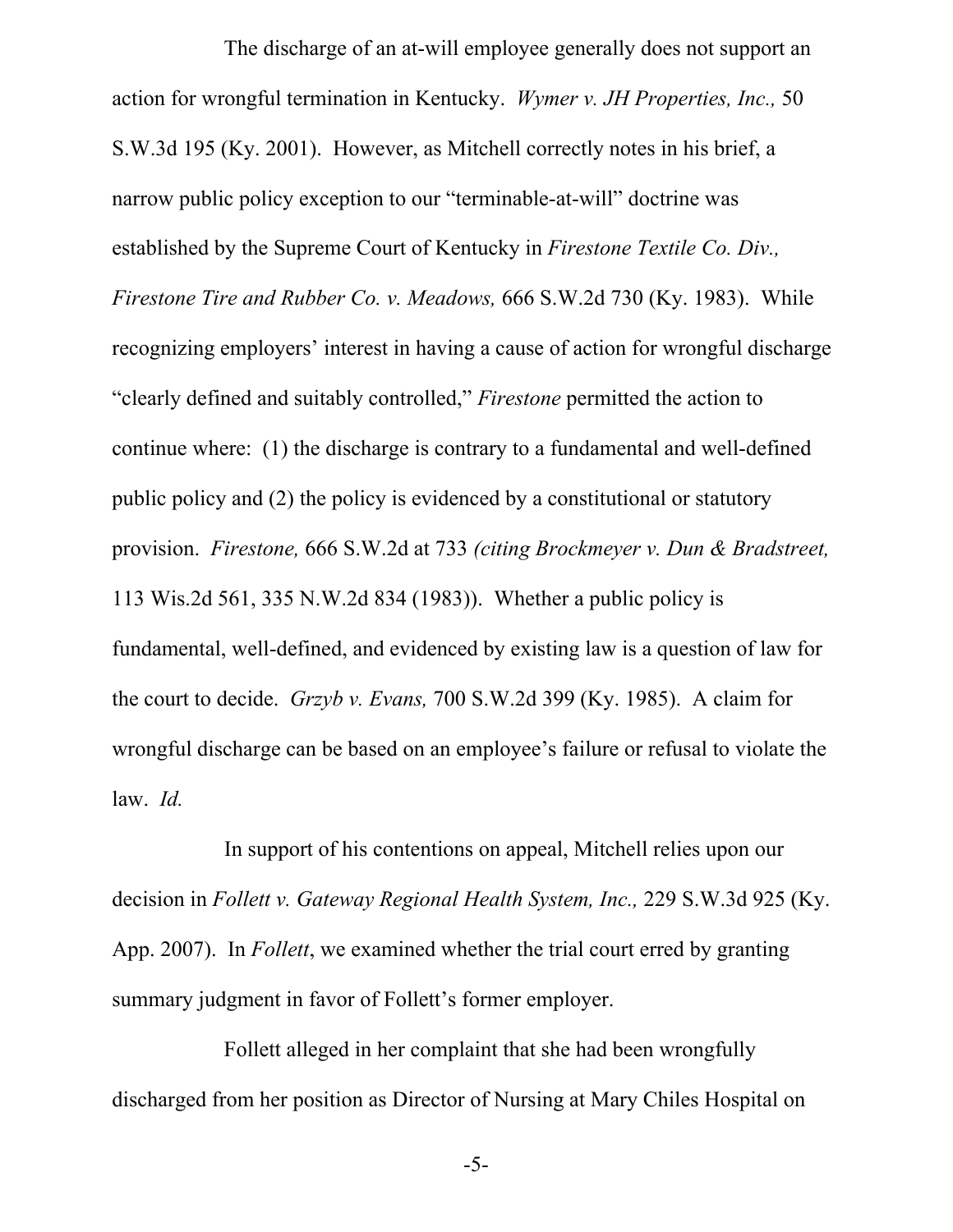The discharge of an at-will employee generally does not support an action for wrongful termination in Kentucky. *Wymer v. JH Properties, Inc.,* 50 S.W.3d 195 (Ky. 2001). However, as Mitchell correctly notes in his brief, a narrow public policy exception to our "terminable-at-will" doctrine was established by the Supreme Court of Kentucky in *Firestone Textile Co. Div., Firestone Tire and Rubber Co. v. Meadows,* 666 S.W.2d 730 (Ky. 1983). While recognizing employers' interest in having a cause of action for wrongful discharge "clearly defined and suitably controlled," *Firestone* permitted the action to continue where: (1) the discharge is contrary to a fundamental and well-defined public policy and (2) the policy is evidenced by a constitutional or statutory provision. *Firestone,* 666 S.W.2d at 733 *(citing Brockmeyer v. Dun & Bradstreet,* 113 Wis.2d 561, 335 N.W.2d 834 (1983)). Whether a public policy is fundamental, well-defined, and evidenced by existing law is a question of law for the court to decide. *Grzyb v. Evans,* 700 S.W.2d 399 (Ky. 1985). A claim for wrongful discharge can be based on an employee's failure or refusal to violate the law. *Id.*

In support of his contentions on appeal, Mitchell relies upon our decision in *Follett v. Gateway Regional Health System, Inc.,* 229 S.W.3d 925 (Ky. App. 2007). In *Follett*, we examined whether the trial court erred by granting summary judgment in favor of Follett's former employer.

Follett alleged in her complaint that she had been wrongfully discharged from her position as Director of Nursing at Mary Chiles Hospital on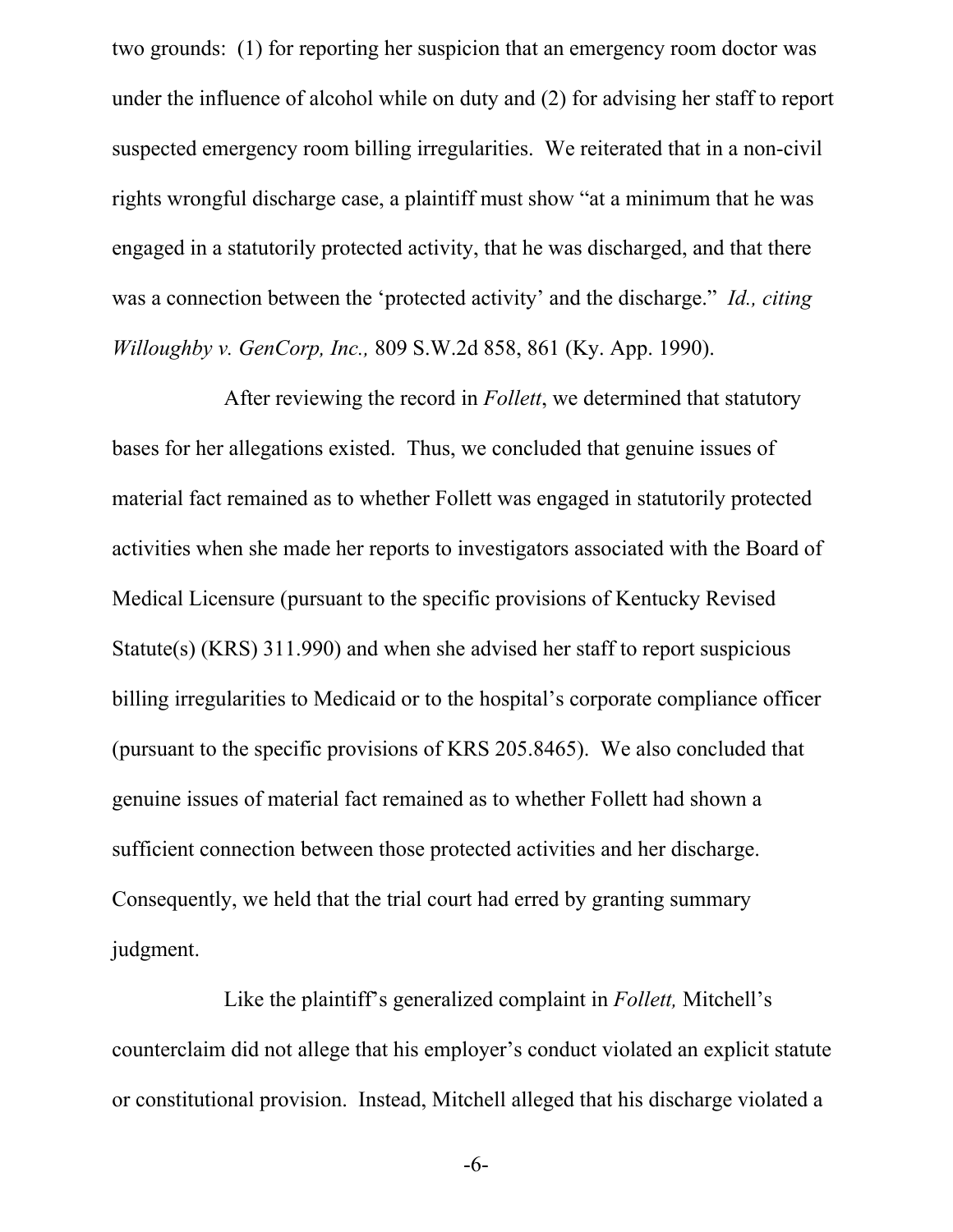two grounds: (1) for reporting her suspicion that an emergency room doctor was under the influence of alcohol while on duty and (2) for advising her staff to report suspected emergency room billing irregularities. We reiterated that in a non-civil rights wrongful discharge case, a plaintiff must show "at a minimum that he was engaged in a statutorily protected activity, that he was discharged, and that there was a connection between the 'protected activity' and the discharge." *Id., citing Willoughby v. GenCorp, Inc.,* 809 S.W.2d 858, 861 (Ky. App. 1990).

After reviewing the record in *Follett*, we determined that statutory bases for her allegations existed. Thus, we concluded that genuine issues of material fact remained as to whether Follett was engaged in statutorily protected activities when she made her reports to investigators associated with the Board of Medical Licensure (pursuant to the specific provisions of Kentucky Revised Statute(s) (KRS) 311.990) and when she advised her staff to report suspicious billing irregularities to Medicaid or to the hospital's corporate compliance officer (pursuant to the specific provisions of KRS 205.8465). We also concluded that genuine issues of material fact remained as to whether Follett had shown a sufficient connection between those protected activities and her discharge. Consequently, we held that the trial court had erred by granting summary judgment.

Like the plaintiff's generalized complaint in *Follett,* Mitchell's counterclaim did not allege that his employer's conduct violated an explicit statute or constitutional provision. Instead, Mitchell alleged that his discharge violated a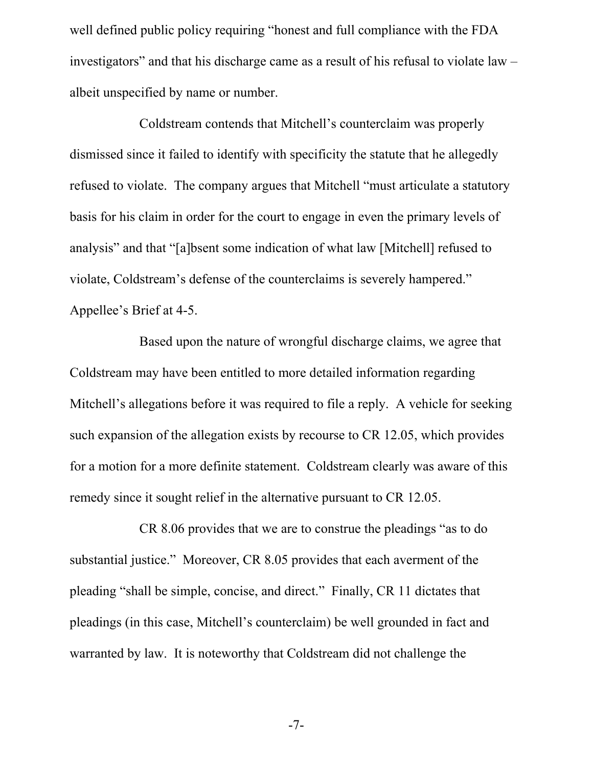well defined public policy requiring "honest and full compliance with the FDA investigators" and that his discharge came as a result of his refusal to violate law – albeit unspecified by name or number.

Coldstream contends that Mitchell's counterclaim was properly dismissed since it failed to identify with specificity the statute that he allegedly refused to violate. The company argues that Mitchell "must articulate a statutory basis for his claim in order for the court to engage in even the primary levels of analysis" and that "[a]bsent some indication of what law [Mitchell] refused to violate, Coldstream's defense of the counterclaims is severely hampered." Appellee's Brief at 4-5.

Based upon the nature of wrongful discharge claims, we agree that Coldstream may have been entitled to more detailed information regarding Mitchell's allegations before it was required to file a reply. A vehicle for seeking such expansion of the allegation exists by recourse to CR 12.05, which provides for a motion for a more definite statement. Coldstream clearly was aware of this remedy since it sought relief in the alternative pursuant to CR 12.05.

CR 8.06 provides that we are to construe the pleadings "as to do substantial justice." Moreover, CR 8.05 provides that each averment of the pleading "shall be simple, concise, and direct." Finally, CR 11 dictates that pleadings (in this case, Mitchell's counterclaim) be well grounded in fact and warranted by law. It is noteworthy that Coldstream did not challenge the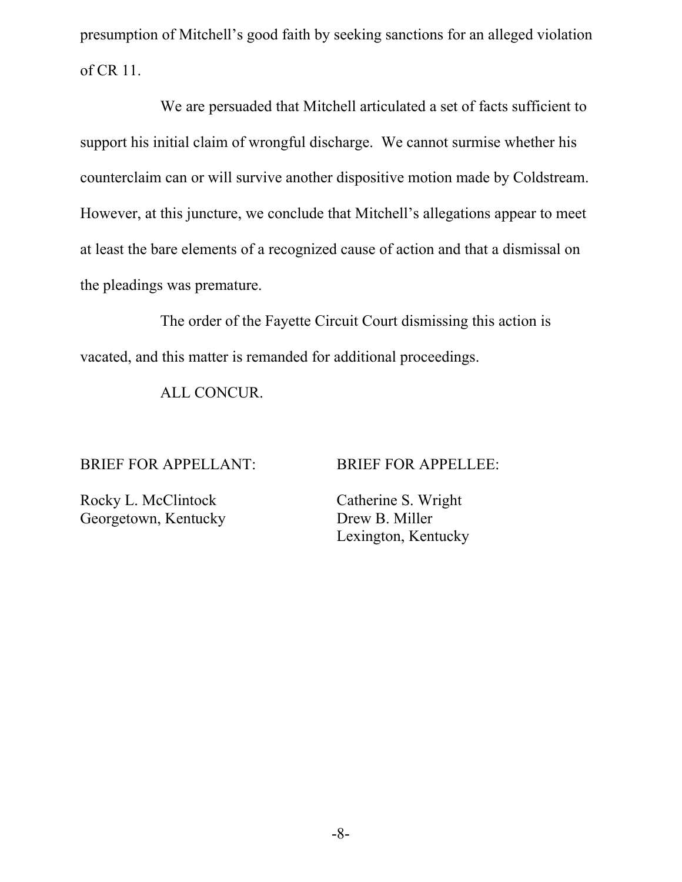presumption of Mitchell's good faith by seeking sanctions for an alleged violation of CR 11.

We are persuaded that Mitchell articulated a set of facts sufficient to support his initial claim of wrongful discharge. We cannot surmise whether his counterclaim can or will survive another dispositive motion made by Coldstream. However, at this juncture, we conclude that Mitchell's allegations appear to meet at least the bare elements of a recognized cause of action and that a dismissal on the pleadings was premature.

The order of the Fayette Circuit Court dismissing this action is vacated, and this matter is remanded for additional proceedings.

ALL CONCUR.

BRIEF FOR APPELLANT:

Rocky L. McClintock
Georgetown, Kentucky

BRIEF FOR APPELLEE:

Catherine S. Wright
Drew B. Miller
Lexington, Kentucky